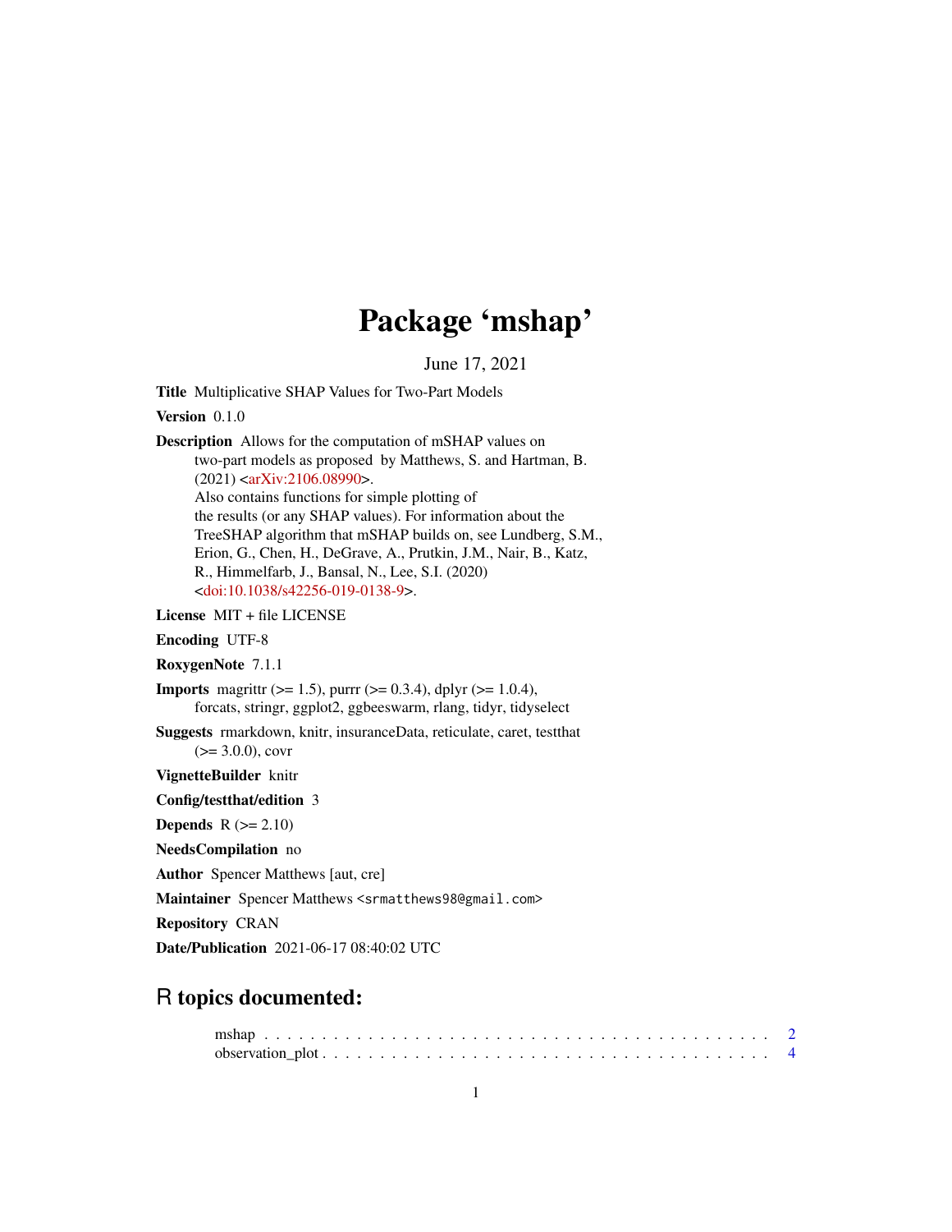# Package 'mshap'

June 17, 2021

**Title** Multiplicative SHAP Values for Two-Part Models

**Version** 0.1.0

**Description** Allows for the computation of mSHAP values on two-part models as proposed by Matthews, S. and Hartman, B. (2021) <arXiv:2106.08990>. Also contains functions for simple plotting of the results (or any SHAP values). For information about the TreeSHAP algorithm that mSHAP builds on, see Lundberg, S.M., Erion, G., Chen, H., DeGrave, A., Prutkin, J.M., Nair, B., Katz, R., Himmelfarb, J., Bansal, N., Lee, S.I. (2020) <doi:10.1038/s42256-019-0138-9>.

**License** MIT + file LICENSE

**Encoding** UTF-8

**RoxygenNote** 7.1.1

**Imports** magrittr (>= 1.5), purrr (>= 0.3.4), dplyr (>= 1.0.4), forcats, stringr, ggplot2, ggbeeswarm, rlang, tidyr, tidyselect

**Suggests** rmarkdown, knitr, insuranceData, reticulate, caret, testthat (>= 3.0.0), covr

**VignetteBuilder** knitr

**Config/testthat/edition** 3

**Depends** R (>= 2.10)

**NeedsCompilation** no

**Author** Spencer Matthews [aut, cre]

**Maintainer** Spencer Matthews <srmatthews98@gmail.com>

**Repository** CRAN

**Date/Publication** 2021-06-17 08:40:02 UTC

## R topics documented:

mshap . . . . . . . . . . . . . . . . . . . . . . . . . . . . . . . . . . . . . . . . . . 2
observation_plot . . . . . . . . . . . . . . . . . . . . . . . . . . . . . . . . . . . . . 4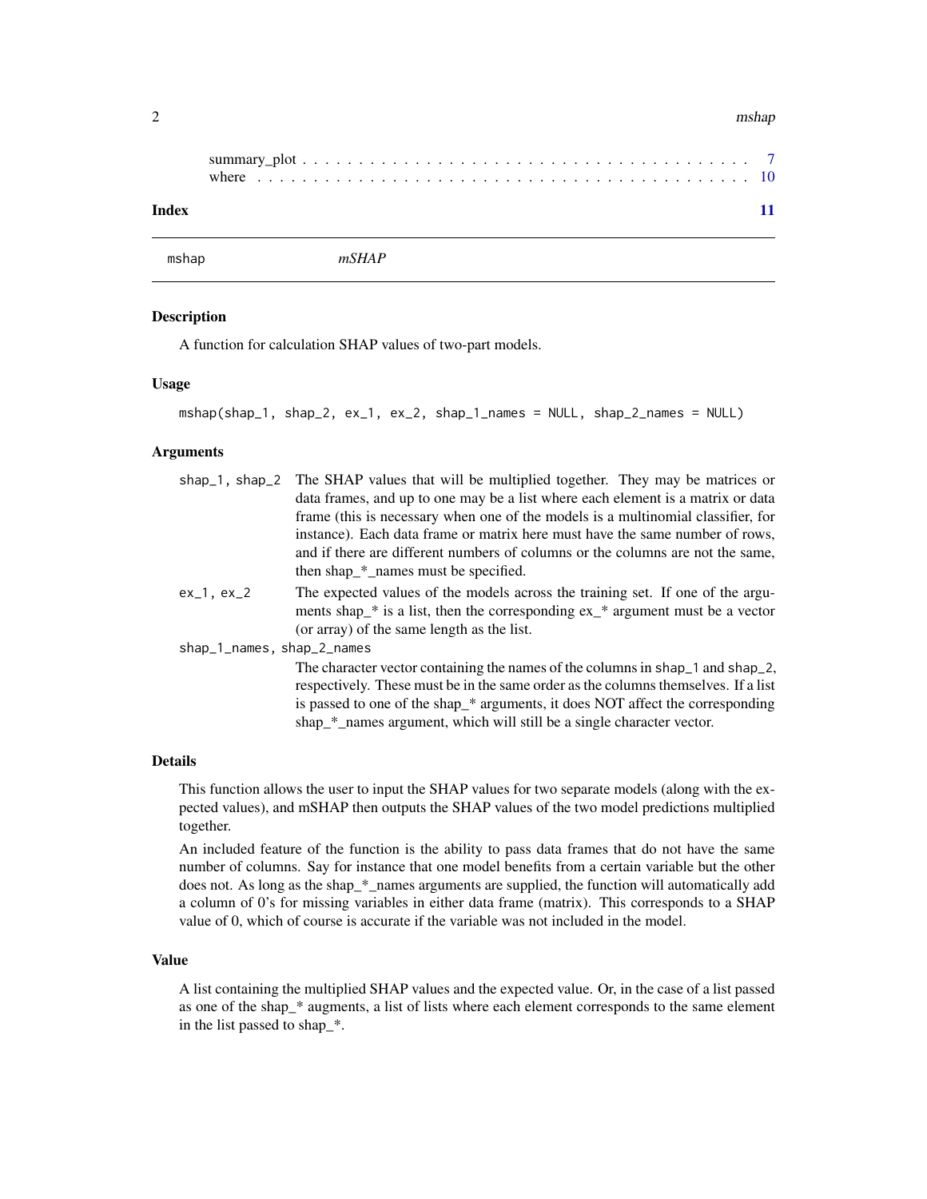summary_plot . . . . . . . . . . . . . . . . . . . . . . . . . . . . . . . . . . . . . . 7
where . . . . . . . . . . . . . . . . . . . . . . . . . . . . . . . . . . . . . . . . . 10

**Index** 11

---

mshap *mSHAP*

---

### Description

A function for calculation SHAP values of two-part models.

### Usage

```
mshap(shap_1, shap_2, ex_1, ex_2, shap_1_names = NULL, shap_2_names = NULL)
```

### Arguments

`shap_1, shap_2` The SHAP values that will be multiplied together. They may be matrices or data frames, and up to one may be a list where each element is a matrix or data frame (this is necessary when one of the models is a multinomial classifier, for instance). Each data frame or matrix here must have the same number of rows, and if there are different numbers of columns or the columns are not the same, then shap_*_names must be specified.

`ex_1, ex_2` The expected values of the models across the training set. If one of the arguments shap_* is a list, then the corresponding ex_* argument must be a vector (or array) of the same length as the list.

`shap_1_names, shap_2_names`
The character vector containing the names of the columns in `shap_1` and `shap_2`, respectively. These must be in the same order as the columns themselves. If a list is passed to one of the shap_* arguments, it does NOT affect the corresponding shap_*_names argument, which will still be a single character vector.

### Details

This function allows the user to input the SHAP values for two separate models (along with the expected values), and mSHAP then outputs the SHAP values of the two model predictions multiplied together.

An included feature of the function is the ability to pass data frames that do not have the same number of columns. Say for instance that one model benefits from a certain variable but the other does not. As long as the shap_*_names arguments are supplied, the function will automatically add a column of 0's for missing variables in either data frame (matrix). This corresponds to a SHAP value of 0, which of course is accurate if the variable was not included in the model.

### Value

A list containing the multiplied SHAP values and the expected value. Or, in the case of a list passed as one of the shap_* augments, a list of lists where each element corresponds to the same element in the list passed to shap_*.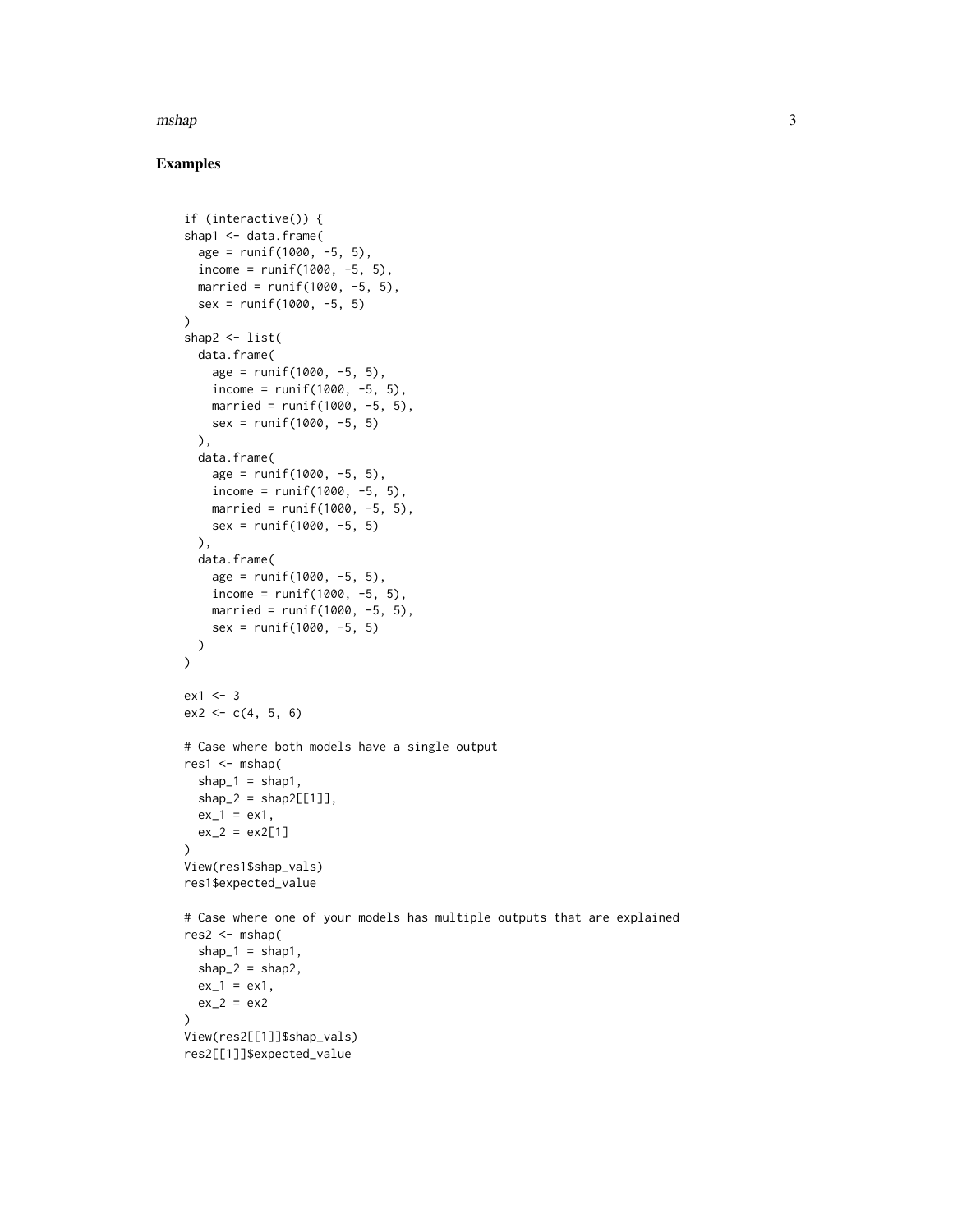## Examples

```
if (interactive()) {
shap1 <- data.frame(
  age = runif(1000, -5, 5),
  income = runif(1000, -5, 5),
  married = runif(1000, -5, 5),
  sex = runif(1000, -5, 5)
)
shap2 <- list(
  data.frame(
    age = runif(1000, -5, 5),
    income = runif(1000, -5, 5),
    married = runif(1000, -5, 5),
    sex = runif(1000, -5, 5)
  ),
  data.frame(
    age = runif(1000, -5, 5),
    income = runif(1000, -5, 5),
    married = runif(1000, -5, 5),
    sex = runif(1000, -5, 5)
  ),
  data.frame(
    age = runif(1000, -5, 5),
    income = runif(1000, -5, 5),
    married = runif(1000, -5, 5),
    sex = runif(1000, -5, 5)
  )
)

ex1 <- 3
ex2 <- c(4, 5, 6)

# Case where both models have a single output
res1 <- mshap(
  shap_1 = shap1,
  shap_2 = shap2[[1]],
  ex_1 = ex1,
  ex_2 = ex2[1]
)
View(res1$shap_vals)
res1$expected_value

# Case where one of your models has multiple outputs that are explained
res2 <- mshap(
  shap_1 = shap1,
  shap_2 = shap2,
  ex_1 = ex1,
  ex_2 = ex2
)
View(res2[[1]]$shap_vals)
res2[[1]]$expected_value
```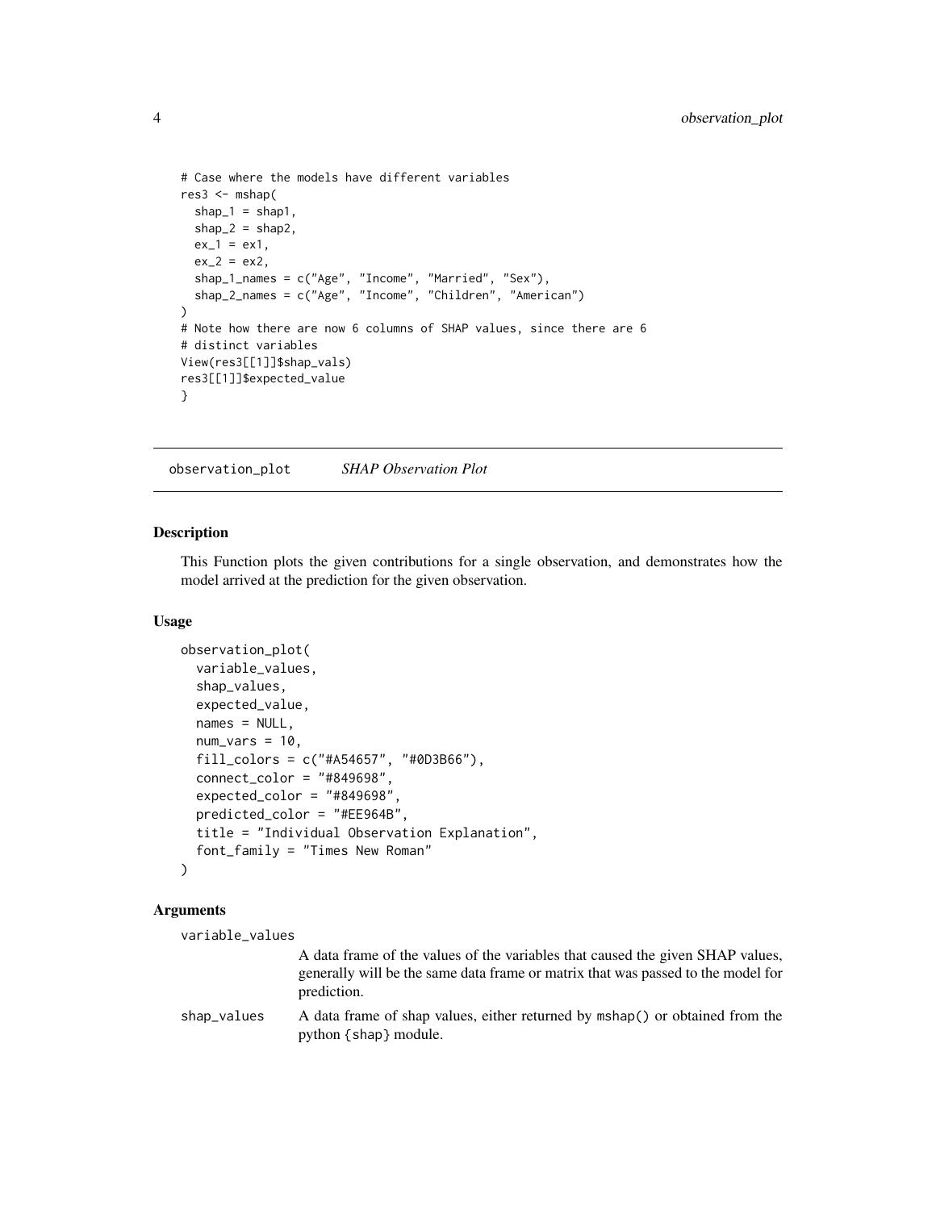```
# Case where the models have different variables
res3 <- mshap(
  shap_1 = shap1,
  shap_2 = shap2,
  ex_1 = ex1,
  ex_2 = ex2,
  shap_1_names = c("Age", "Income", "Married", "Sex"),
  shap_2_names = c("Age", "Income", "Children", "American")
)
# Note how there are now 6 columns of SHAP values, since there are 6
# distinct variables
View(res3[[1]]$shap_vals)
res3[[1]]$expected_value
}
```

---

## observation_plot *SHAP Observation Plot*

---

### Description

This Function plots the given contributions for a single observation, and demonstrates how the model arrived at the prediction for the given observation.

### Usage

```
observation_plot(
  variable_values,
  shap_values,
  expected_value,
  names = NULL,
  num_vars = 10,
  fill_colors = c("#A54657", "#0D3B66"),
  connect_color = "#849698",
  expected_color = "#849698",
  predicted_color = "#EE964B",
  title = "Individual Observation Explanation",
  font_family = "Times New Roman"
)
```

### Arguments

`variable_values`
: A data frame of the values of the variables that caused the given SHAP values, generally will be the same data frame or matrix that was passed to the model for prediction.

`shap_values`
: A data frame of shap values, either returned by `mshap()` or obtained from the python {shap} module.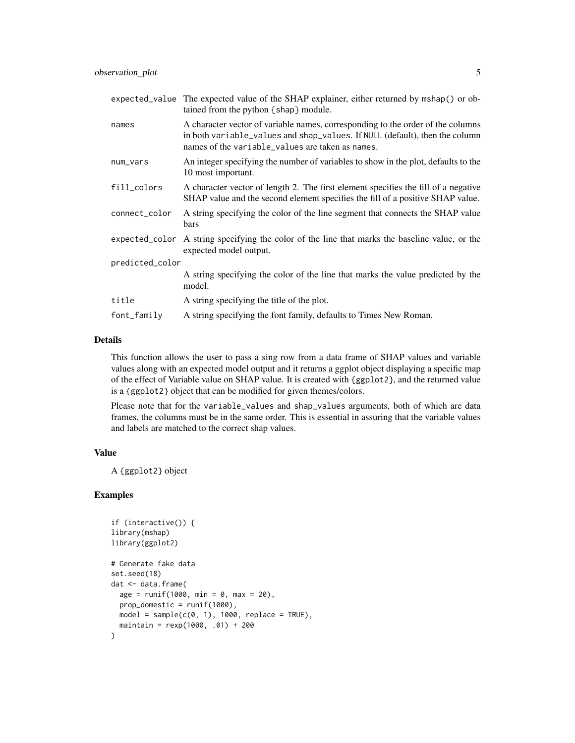| | |
|---|---|
| expected_value | The expected value of the SHAP explainer, either returned by mshap() or obtained from the python {shap} module. |
| names | A character vector of variable names, corresponding to the order of the columns in both variable_values and shap_values. If NULL (default), then the column names of the variable_values are taken as names. |
| num_vars | An integer specifying the number of variables to show in the plot, defaults to the 10 most important. |
| fill_colors | A character vector of length 2. The first element specifies the fill of a negative SHAP value and the second element specifies the fill of a positive SHAP value. |
| connect_color | A string specifying the color of the line segment that connects the SHAP value bars |
| expected_color | A string specifying the color of the line that marks the baseline value, or the expected model output. |
| predicted_color | A string specifying the color of the line that marks the value predicted by the model. |
| title | A string specifying the title of the plot. |
| font_family | A string specifying the font family, defaults to Times New Roman. |

### Details

This function allows the user to pass a sing row from a data frame of SHAP values and variable values along with an expected model output and it returns a ggplot object displaying a specific map of the effect of Variable value on SHAP value. It is created with {ggplot2}, and the returned value is a {ggplot2} object that can be modified for given themes/colors.

Please note that for the variable_values and shap_values arguments, both of which are data frames, the columns must be in the same order. This is essential in assuring that the variable values and labels are matched to the correct shap values.

### Value

A {ggplot2} object

### Examples

```
if (interactive()) {
library(mshap)
library(ggplot2)

# Generate fake data
set.seed(18)
dat <- data.frame(
  age = runif(1000, min = 0, max = 20),
  prop_domestic = runif(1000),
  model = sample(c(0, 1), 1000, replace = TRUE),
  maintain = rexp(1000, .01) + 200
)
```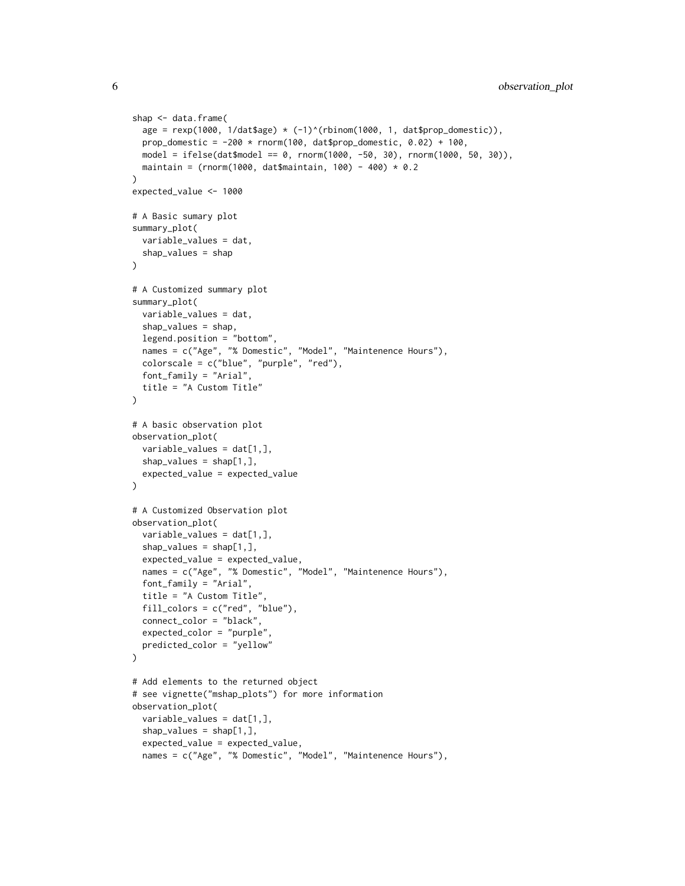```
shap <- data.frame(
  age = rexp(1000, 1/dat$age) * (-1)^(rbinom(1000, 1, dat$prop_domestic)),
  prop_domestic = -200 * rnorm(100, dat$prop_domestic, 0.02) + 100,
  model = ifelse(dat$model == 0, rnorm(1000, -50, 30), rnorm(1000, 50, 30)),
  maintain = (rnorm(1000, dat$maintain, 100) - 400) * 0.2
)
expected_value <- 1000

# A Basic sumary plot
summary_plot(
  variable_values = dat,
  shap_values = shap
)

# A Customized summary plot
summary_plot(
  variable_values = dat,
  shap_values = shap,
  legend.position = "bottom",
  names = c("Age", "% Domestic", "Model", "Maintenence Hours"),
  colorscale = c("blue", "purple", "red"),
  font_family = "Arial",
  title = "A Custom Title"
)

# A basic observation plot
observation_plot(
  variable_values = dat[1,],
  shap_values = shap[1,],
  expected_value = expected_value
)

# A Customized Observation plot
observation_plot(
  variable_values = dat[1,],
  shap_values = shap[1,],
  expected_value = expected_value,
  names = c("Age", "% Domestic", "Model", "Maintenence Hours"),
  font_family = "Arial",
  title = "A Custom Title",
  fill_colors = c("red", "blue"),
  connect_color = "black",
  expected_color = "purple",
  predicted_color = "yellow"
)

# Add elements to the returned object
# see vignette("mshap_plots") for more information
observation_plot(
  variable_values = dat[1,],
  shap_values = shap[1,],
  expected_value = expected_value,
  names = c("Age", "% Domestic", "Model", "Maintenence Hours"),
```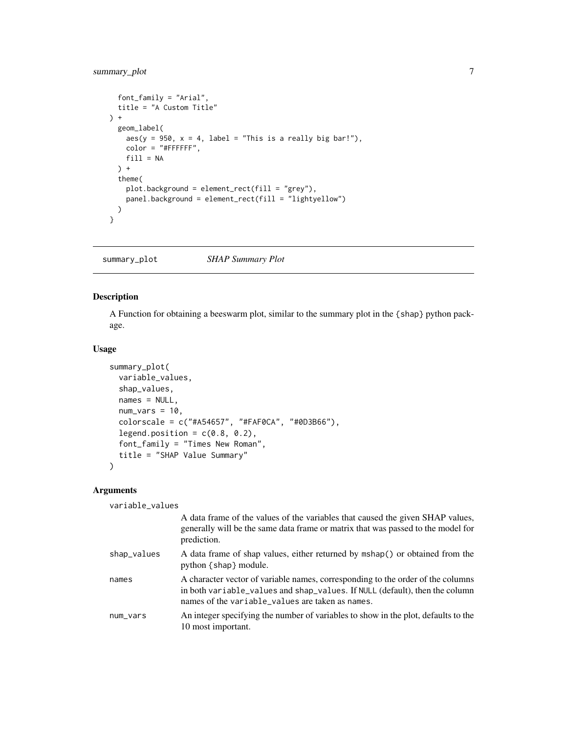```
  font_family = "Arial",
  title = "A Custom Title"
) +
  geom_label(
    aes(y = 950, x = 4, label = "This is a really big bar!"),
    color = "#FFFFFF",
    fill = NA
  ) +
  theme(
    plot.background = element_rect(fill = "grey"),
    panel.background = element_rect(fill = "lightyellow")
  )
}
```

## summary_plot — *SHAP Summary Plot*

### Description

A Function for obtaining a beeswarm plot, similar to the summary plot in the {shap} python package.

### Usage

```
summary_plot(
  variable_values,
  shap_values,
  names = NULL,
  num_vars = 10,
  colorscale = c("#A54657", "#FAF0CA", "#0D3B66"),
  legend.position = c(0.8, 0.2),
  font_family = "Times New Roman",
  title = "SHAP Value Summary"
)
```

### Arguments

`variable_values`
: A data frame of the values of the variables that caused the given SHAP values, generally will be the same data frame or matrix that was passed to the model for prediction.

`shap_values`
: A data frame of shap values, either returned by `mshap()` or obtained from the python {shap} module.

`names`
: A character vector of variable names, corresponding to the order of the columns in both `variable_values` and `shap_values`. If `NULL` (default), then the column names of the `variable_values` are taken as `names`.

`num_vars`
: An integer specifying the number of variables to show in the plot, defaults to the 10 most important.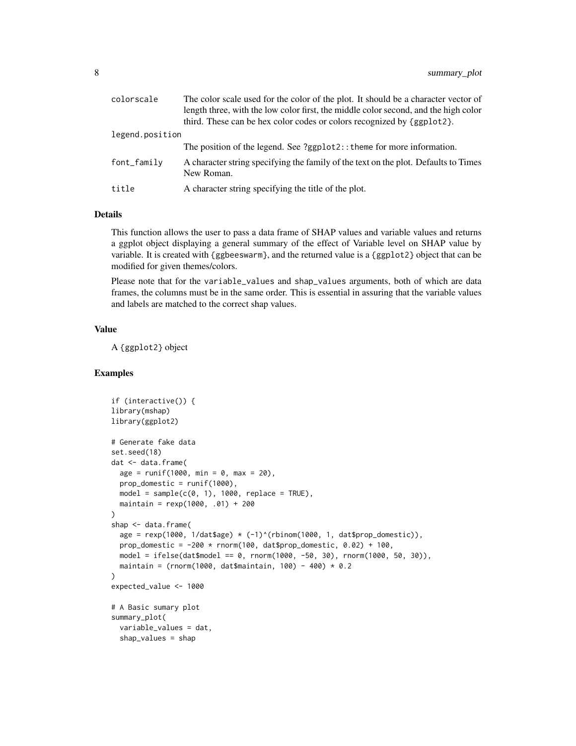| | |
|---|---|
| colorscale | The color scale used for the color of the plot. It should be a character vector of length three, with the low color first, the middle color second, and the high color third. These can be hex color codes or colors recognized by {ggplot2}. |
| legend.position | The position of the legend. See ?ggplot2::theme for more information. |
| font_family | A character string specifying the family of the text on the plot. Defaults to Times New Roman. |
| title | A character string specifying the title of the plot. |

## Details

This function allows the user to pass a data frame of SHAP values and variable values and returns a ggplot object displaying a general summary of the effect of Variable level on SHAP value by variable. It is created with {ggbeeswarm}, and the returned value is a {ggplot2} object that can be modified for given themes/colors.

Please note that for the `variable_values` and `shap_values` arguments, both of which are data frames, the columns must be in the same order. This is essential in assuring that the variable values and labels are matched to the correct shap values.

## Value

A {ggplot2} object

## Examples

```
if (interactive()) {
library(mshap)
library(ggplot2)

# Generate fake data
set.seed(18)
dat <- data.frame(
  age = runif(1000, min = 0, max = 20),
  prop_domestic = runif(1000),
  model = sample(c(0, 1), 1000, replace = TRUE),
  maintain = rexp(1000, .01) + 200
)
shap <- data.frame(
  age = rexp(1000, 1/dat$age) * (-1)^(rbinom(1000, 1, dat$prop_domestic)),
  prop_domestic = -200 * rnorm(100, dat$prop_domestic, 0.02) + 100,
  model = ifelse(dat$model == 0, rnorm(1000, -50, 30), rnorm(1000, 50, 30)),
  maintain = (rnorm(1000, dat$maintain, 100) - 400) * 0.2
)
expected_value <- 1000

# A Basic sumary plot
summary_plot(
  variable_values = dat,
  shap_values = shap
```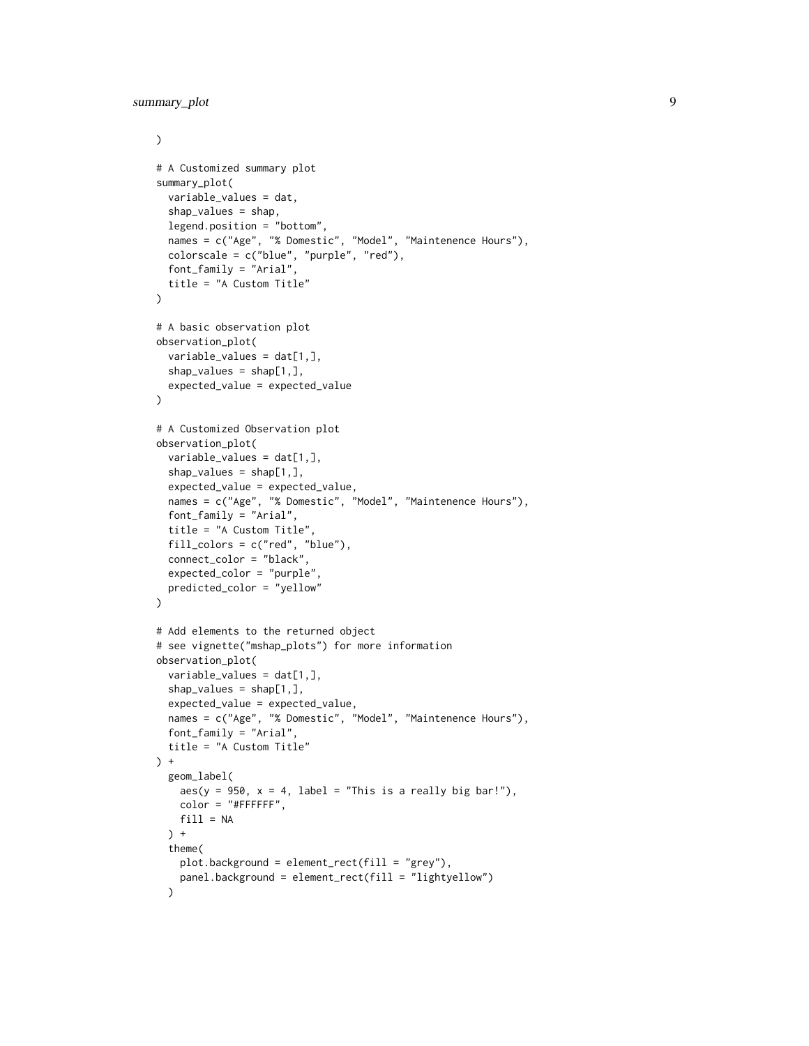```
)

# A Customized summary plot
summary_plot(
  variable_values = dat,
  shap_values = shap,
  legend.position = "bottom",
  names = c("Age", "% Domestic", "Model", "Maintenence Hours"),
  colorscale = c("blue", "purple", "red"),
  font_family = "Arial",
  title = "A Custom Title"
)

# A basic observation plot
observation_plot(
  variable_values = dat[1,],
  shap_values = shap[1,],
  expected_value = expected_value
)

# A Customized Observation plot
observation_plot(
  variable_values = dat[1,],
  shap_values = shap[1,],
  expected_value = expected_value,
  names = c("Age", "% Domestic", "Model", "Maintenence Hours"),
  font_family = "Arial",
  title = "A Custom Title",
  fill_colors = c("red", "blue"),
  connect_color = "black",
  expected_color = "purple",
  predicted_color = "yellow"
)

# Add elements to the returned object
# see vignette("mshap_plots") for more information
observation_plot(
  variable_values = dat[1,],
  shap_values = shap[1,],
  expected_value = expected_value,
  names = c("Age", "% Domestic", "Model", "Maintenence Hours"),
  font_family = "Arial",
  title = "A Custom Title"
) +
  geom_label(
    aes(y = 950, x = 4, label = "This is a really big bar!"),
    color = "#FFFFFF",
    fill = NA
  ) +
  theme(
    plot.background = element_rect(fill = "grey"),
    panel.background = element_rect(fill = "lightyellow")
  )
```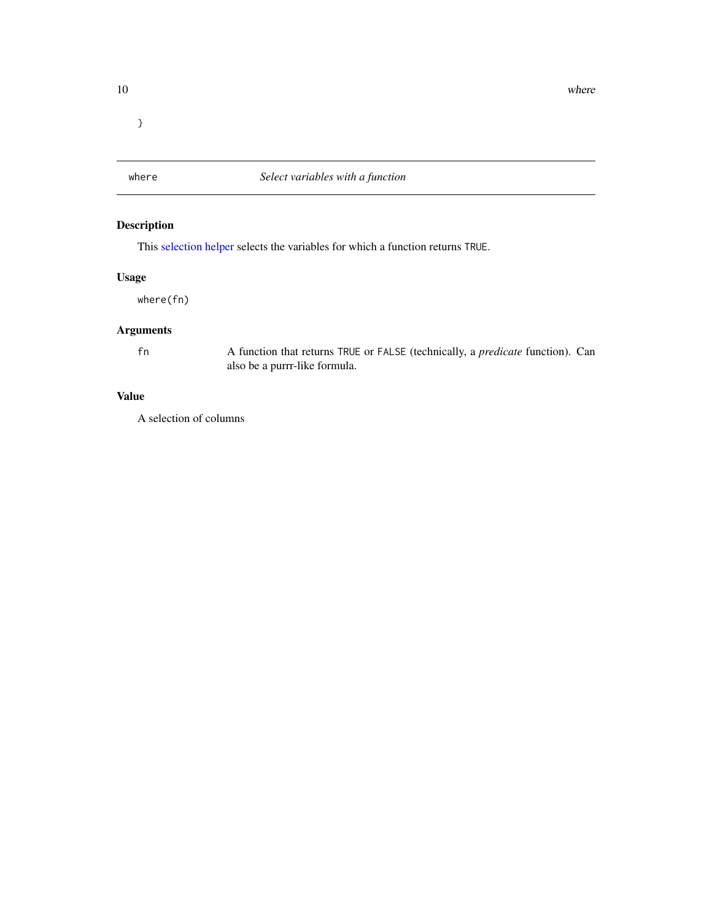```
}
```

## where — *Select variables with a function*

### Description

This selection helper selects the variables for which a function returns `TRUE`.

### Usage

```
where(fn)
```

### Arguments

| | |
|---|---|
| `fn` | A function that returns `TRUE` or `FALSE` (technically, a *predicate* function). Can also be a purrr-like formula. |

### Value

A selection of columns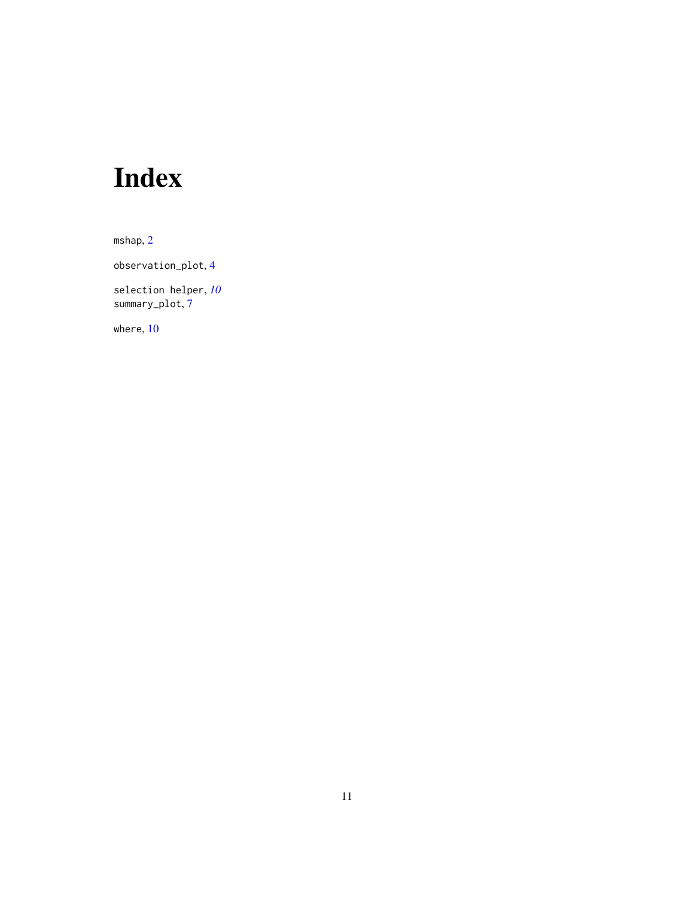# Index

mshap, 2

observation_plot, 4

selection helper, *10*
summary_plot, 7

where, 10